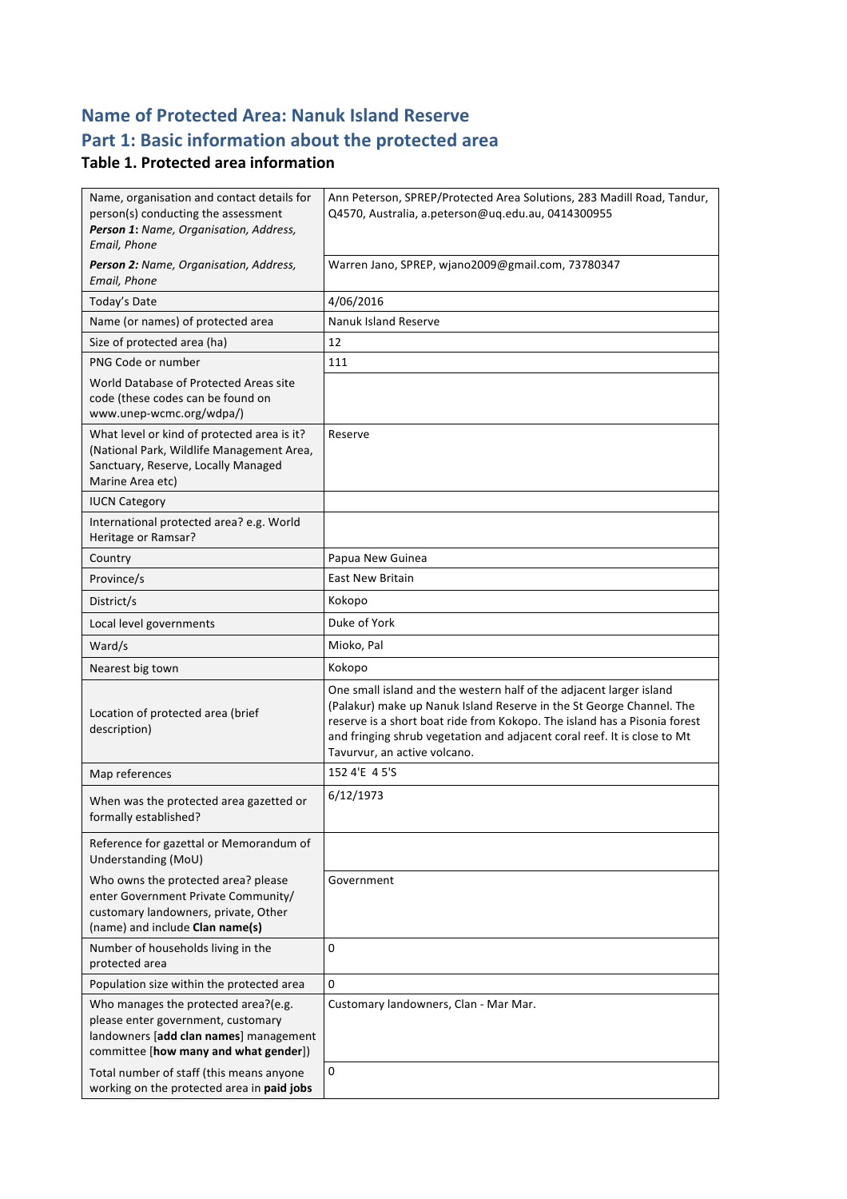## Name of Protected Area: Nanuk Island Reserve

## Part 1: Basic information about the protected area

### Table 1. Protected area information

| | |
|---|---|
| Name, organisation and contact details for person(s) conducting the assessment<br>**Person 1:** *Name, Organisation, Address, Email, Phone* | Ann Peterson, SPREP/Protected Area Solutions, 283 Madill Road, Tandur, Q4570, Australia, a.peterson@uq.edu.au, 0414300955 |
| **Person 2:** *Name, Organisation, Address, Email, Phone* | Warren Jano, SPREP, wjano2009@gmail.com, 73780347 |
| Today's Date | 4/06/2016 |
| Name (or names) of protected area | Nanuk Island Reserve |
| Size of protected area (ha) | 12 |
| PNG Code or number | 111 |
| World Database of Protected Areas site code (these codes can be found on www.unep-wcmc.org/wdpa/) | |
| What level or kind of protected area is it? (National Park, Wildlife Management Area, Sanctuary, Reserve, Locally Managed Marine Area etc) | Reserve |
| IUCN Category | |
| International protected area? e.g. World Heritage or Ramsar? | |
| Country | Papua New Guinea |
| Province/s | East New Britain |
| District/s | Kokopo |
| Local level governments | Duke of York |
| Ward/s | Mioko, Pal |
| Nearest big town | Kokopo |
| Location of protected area (brief description) | One small island and the western half of the adjacent larger island (Palakur) make up Nanuk Island Reserve in the St George Channel. The reserve is a short boat ride from Kokopo. The island has a Pisonia forest and fringing shrub vegetation and adjacent coral reef. It is close to Mt Tavurvur, an active volcano. |
| Map references | 152 4'E 4 5'S |
| When was the protected area gazetted or formally established? | 6/12/1973 |
| Reference for gazettal or Memorandum of Understanding (MoU) | |
| Who owns the protected area? please enter Government Private Community/ customary landowners, private, Other (name) and include **Clan name(s)** | Government |
| Number of households living in the protected area | 0 |
| Population size within the protected area | 0 |
| Who manages the protected area?(e.g. please enter government, customary landowners [**add clan names**] management committee [**how many and what gender**]) | Customary landowners, Clan - Mar Mar. |
| Total number of staff (this means anyone working on the protected area in **paid jobs** | 0 |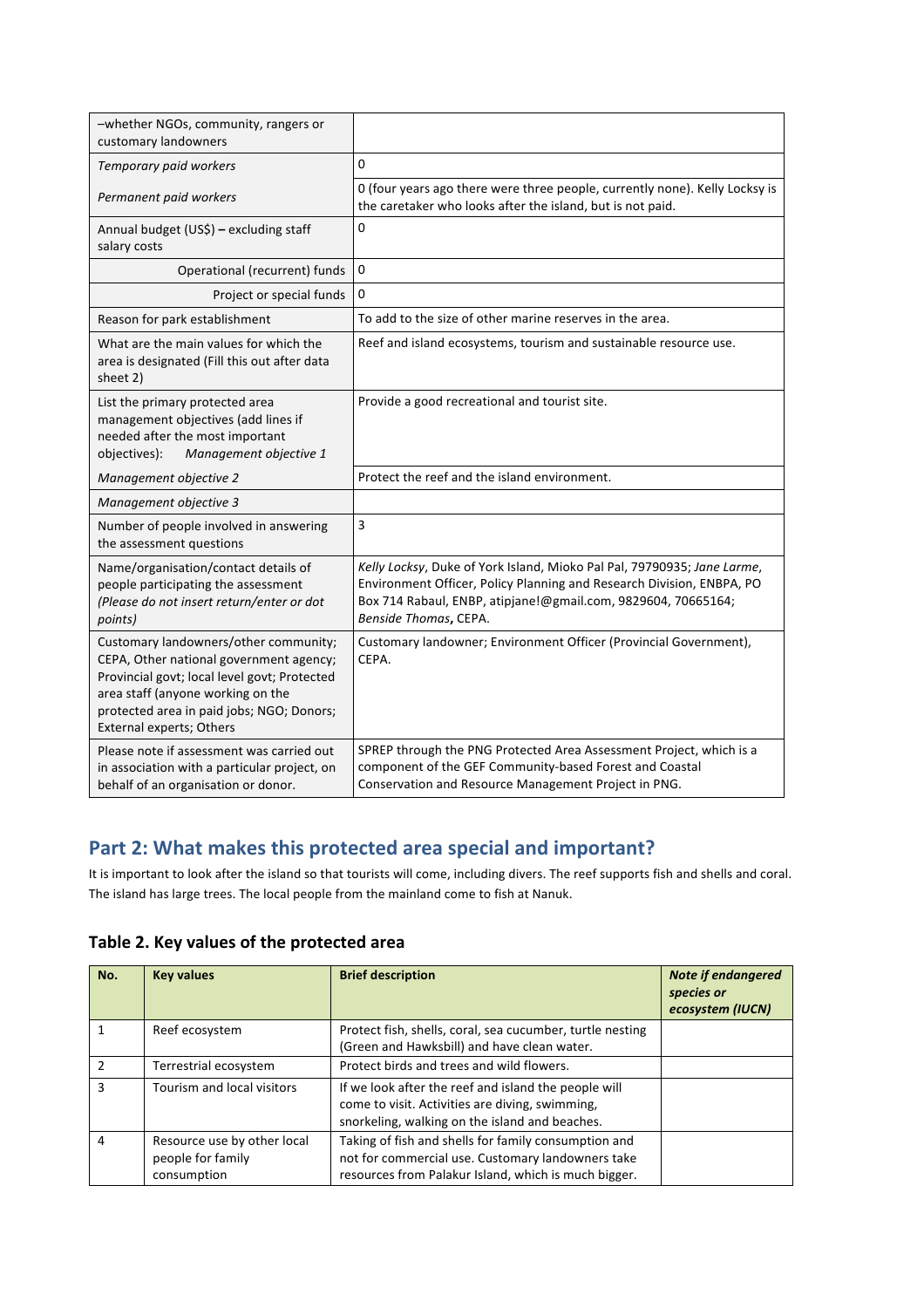| –whether NGOs, community, rangers or customary landowners | |
|---|---|
| *Temporary paid workers* | 0 |
| *Permanent paid workers* | 0 (four years ago there were three people, currently none). Kelly Locksy is the caretaker who looks after the island, but is not paid. |
| Annual budget (US$) **–** excluding staff salary costs | 0 |
| Operational (recurrent) funds | 0 |
| Project or special funds | 0 |
| Reason for park establishment | To add to the size of other marine reserves in the area. |
| What are the main values for which the area is designated (Fill this out after data sheet 2) | Reef and island ecosystems, tourism and sustainable resource use. |
| List the primary protected area management objectives (add lines if needed after the most important objectives): *Management objective 1* | Provide a good recreational and tourist site. |
| *Management objective 2* | Protect the reef and the island environment. |
| *Management objective 3* | |
| Number of people involved in answering the assessment questions | 3 |
| Name/organisation/contact details of people participating the assessment *(Please do not insert return/enter or dot points)* | *Kelly Locksy*, Duke of York Island, Mioko Pal Pal, 79790935; *Jane Larme*, Environment Officer, Policy Planning and Research Division, ENBPA, PO Box 714 Rabaul, ENBP, atipjane!@gmail.com, 9829604, 70665164; *Benside Thomas***,** CEPA. |
| Customary landowners/other community; CEPA, Other national government agency; Provincial govt; local level govt; Protected area staff (anyone working on the protected area in paid jobs; NGO; Donors; External experts; Others | Customary landowner; Environment Officer (Provincial Government), CEPA. |
| Please note if assessment was carried out in association with a particular project, on behalf of an organisation or donor. | SPREP through the PNG Protected Area Assessment Project, which is a component of the GEF Community-based Forest and Coastal Conservation and Resource Management Project in PNG. |

## Part 2: What makes this protected area special and important?

It is important to look after the island so that tourists will come, including divers. The reef supports fish and shells and coral. The island has large trees. The local people from the mainland come to fish at Nanuk.

### Table 2. Key values of the protected area

| No. | Key values | Brief description | *Note if endangered species or ecosystem (IUCN)* |
|---|---|---|---|
| 1 | Reef ecosystem | Protect fish, shells, coral, sea cucumber, turtle nesting (Green and Hawksbill) and have clean water. | |
| 2 | Terrestrial ecosystem | Protect birds and trees and wild flowers. | |
| 3 | Tourism and local visitors | If we look after the reef and island the people will come to visit. Activities are diving, swimming, snorkeling, walking on the island and beaches. | |
| 4 | Resource use by other local people for family consumption | Taking of fish and shells for family consumption and not for commercial use. Customary landowners take resources from Palakur Island, which is much bigger. | |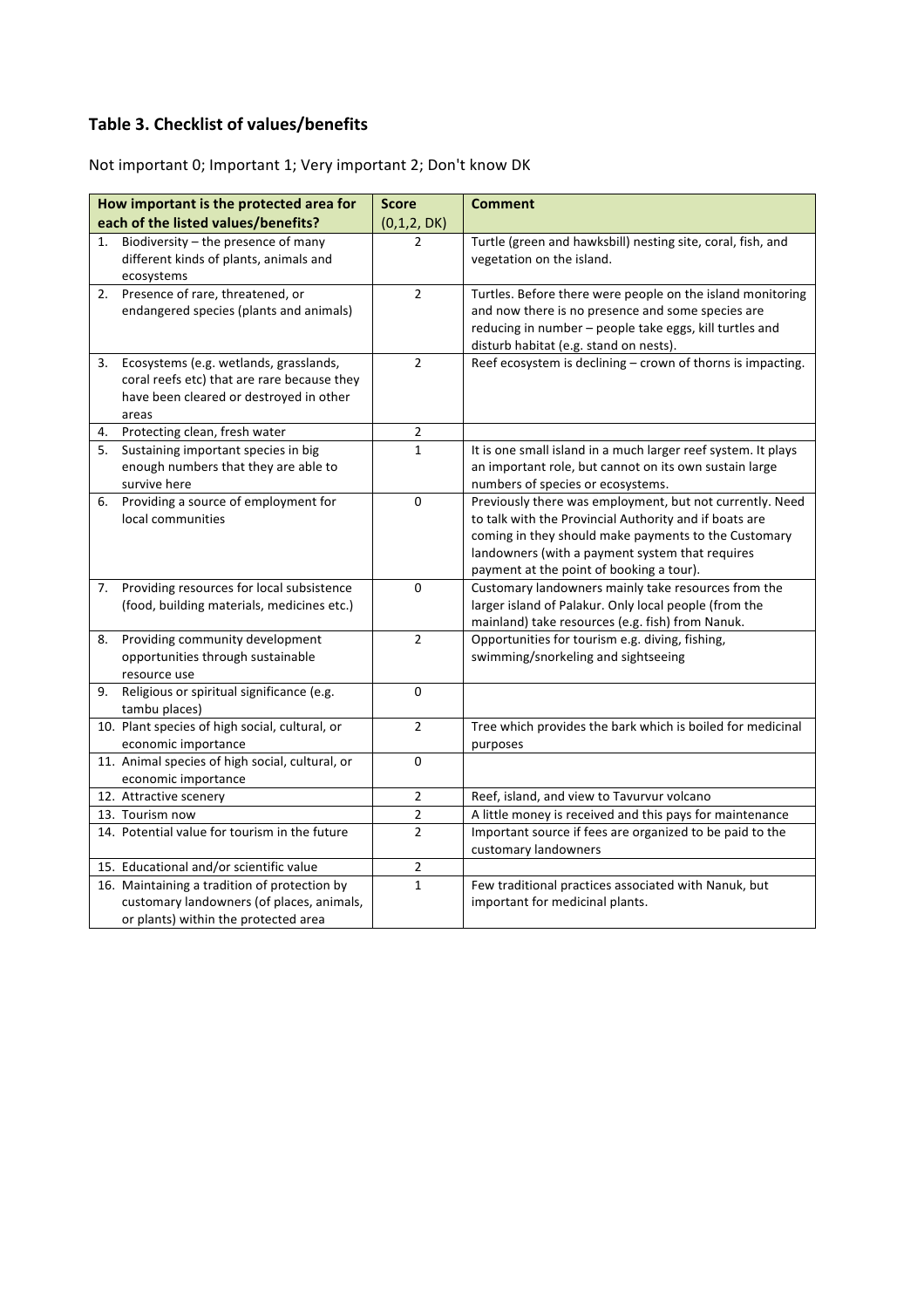## Table 3. Checklist of values/benefits

Not important 0; Important 1; Very important 2; Don't know DK

| How important is the protected area for each of the listed values/benefits? | Score (0,1,2, DK) | Comment |
|---|---|---|
| 1. Biodiversity – the presence of many different kinds of plants, animals and ecosystems | 2 | Turtle (green and hawksbill) nesting site, coral, fish, and vegetation on the island. |
| 2. Presence of rare, threatened, or endangered species (plants and animals) | 2 | Turtles. Before there were people on the island monitoring and now there is no presence and some species are reducing in number – people take eggs, kill turtles and disturb habitat (e.g. stand on nests). |
| 3. Ecosystems (e.g. wetlands, grasslands, coral reefs etc) that are rare because they have been cleared or destroyed in other areas | 2 | Reef ecosystem is declining – crown of thorns is impacting. |
| 4. Protecting clean, fresh water | 2 | |
| 5. Sustaining important species in big enough numbers that they are able to survive here | 1 | It is one small island in a much larger reef system. It plays an important role, but cannot on its own sustain large numbers of species or ecosystems. |
| 6. Providing a source of employment for local communities | 0 | Previously there was employment, but not currently. Need to talk with the Provincial Authority and if boats are coming in they should make payments to the Customary landowners (with a payment system that requires payment at the point of booking a tour). |
| 7. Providing resources for local subsistence (food, building materials, medicines etc.) | 0 | Customary landowners mainly take resources from the larger island of Palakur. Only local people (from the mainland) take resources (e.g. fish) from Nanuk. |
| 8. Providing community development opportunities through sustainable resource use | 2 | Opportunities for tourism e.g. diving, fishing, swimming/snorkeling and sightseeing |
| 9. Religious or spiritual significance (e.g. tambu places) | 0 | |
| 10. Plant species of high social, cultural, or economic importance | 2 | Tree which provides the bark which is boiled for medicinal purposes |
| 11. Animal species of high social, cultural, or economic importance | 0 | |
| 12. Attractive scenery | 2 | Reef, island, and view to Tavurvur volcano |
| 13. Tourism now | 2 | A little money is received and this pays for maintenance |
| 14. Potential value for tourism in the future | 2 | Important source if fees are organized to be paid to the customary landowners |
| 15. Educational and/or scientific value | 2 | |
| 16. Maintaining a tradition of protection by customary landowners (of places, animals, or plants) within the protected area | 1 | Few traditional practices associated with Nanuk, but important for medicinal plants. |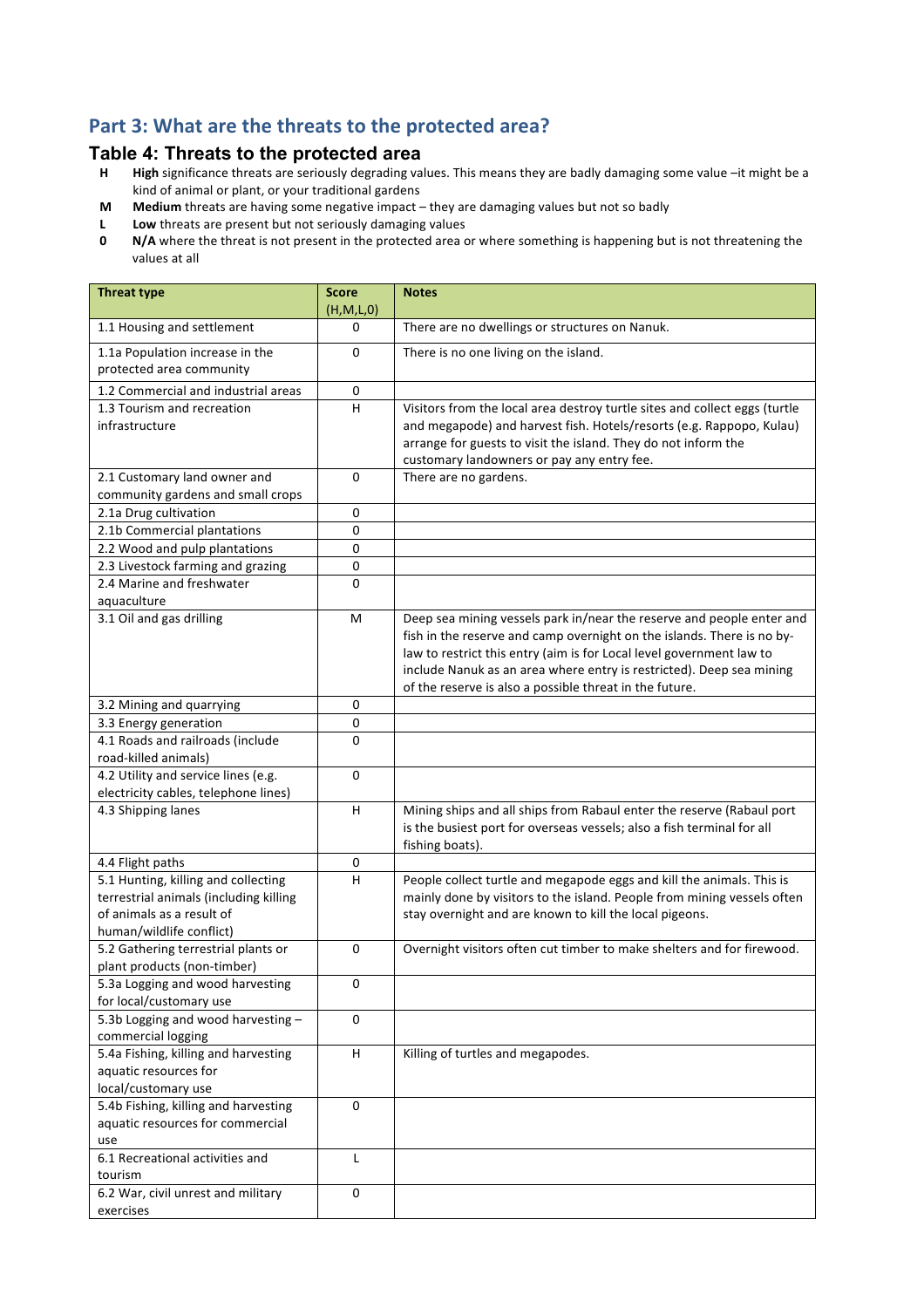## Part 3: What are the threats to the protected area?

### Table 4: Threats to the protected area

**H** **High** significance threats are seriously degrading values. This means they are badly damaging some value –it might be a kind of animal or plant, or your traditional gardens

**M** **Medium** threats are having some negative impact – they are damaging values but not so badly

**L** **Low** threats are present but not seriously damaging values

**0** **N/A** where the threat is not present in the protected area or where something is happening but is not threatening the values at all

| Threat type | Score (H,M,L,0) | Notes |
|---|---|---|
| 1.1 Housing and settlement | 0 | There are no dwellings or structures on Nanuk. |
| 1.1a Population increase in the protected area community | 0 | There is no one living on the island. |
| 1.2 Commercial and industrial areas | 0 | |
| 1.3 Tourism and recreation infrastructure | H | Visitors from the local area destroy turtle sites and collect eggs (turtle and megapode) and harvest fish. Hotels/resorts (e.g. Rappopo, Kulau) arrange for guests to visit the island. They do not inform the customary landowners or pay any entry fee. |
| 2.1 Customary land owner and community gardens and small crops | 0 | There are no gardens. |
| 2.1a Drug cultivation | 0 | |
| 2.1b Commercial plantations | 0 | |
| 2.2 Wood and pulp plantations | 0 | |
| 2.3 Livestock farming and grazing | 0 | |
| 2.4 Marine and freshwater aquaculture | 0 | |
| 3.1 Oil and gas drilling | M | Deep sea mining vessels park in/near the reserve and people enter and fish in the reserve and camp overnight on the islands. There is no by-law to restrict this entry (aim is for Local level government law to include Nanuk as an area where entry is restricted). Deep sea mining of the reserve is also a possible threat in the future. |
| 3.2 Mining and quarrying | 0 | |
| 3.3 Energy generation | 0 | |
| 4.1 Roads and railroads (include road-killed animals) | 0 | |
| 4.2 Utility and service lines (e.g. electricity cables, telephone lines) | 0 | |
| 4.3 Shipping lanes | H | Mining ships and all ships from Rabaul enter the reserve (Rabaul port is the busiest port for overseas vessels; also a fish terminal for all fishing boats). |
| 4.4 Flight paths | 0 | |
| 5.1 Hunting, killing and collecting terrestrial animals (including killing of animals as a result of human/wildlife conflict) | H | People collect turtle and megapode eggs and kill the animals. This is mainly done by visitors to the island. People from mining vessels often stay overnight and are known to kill the local pigeons. |
| 5.2 Gathering terrestrial plants or plant products (non-timber) | 0 | Overnight visitors often cut timber to make shelters and for firewood. |
| 5.3a Logging and wood harvesting for local/customary use | 0 | |
| 5.3b Logging and wood harvesting – commercial logging | 0 | |
| 5.4a Fishing, killing and harvesting aquatic resources for local/customary use | H | Killing of turtles and megapodes. |
| 5.4b Fishing, killing and harvesting aquatic resources for commercial use | 0 | |
| 6.1 Recreational activities and tourism | L | |
| 6.2 War, civil unrest and military exercises | 0 | |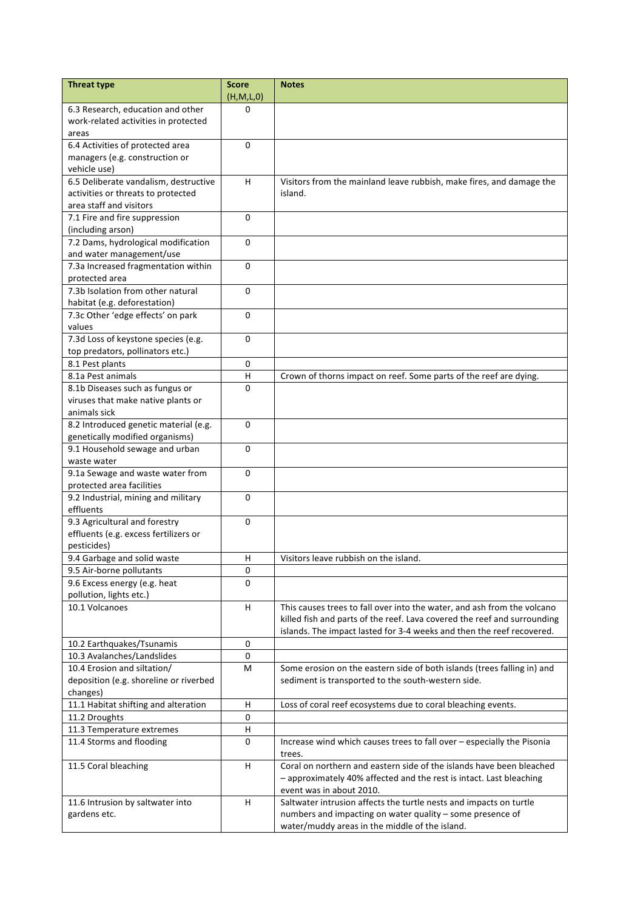| Threat type | Score (H,M,L,0) | Notes |
|---|---|---|
| 6.3 Research, education and other work-related activities in protected areas | 0 | |
| 6.4 Activities of protected area managers (e.g. construction or vehicle use) | 0 | |
| 6.5 Deliberate vandalism, destructive activities or threats to protected area staff and visitors | H | Visitors from the mainland leave rubbish, make fires, and damage the island. |
| 7.1 Fire and fire suppression (including arson) | 0 | |
| 7.2 Dams, hydrological modification and water management/use | 0 | |
| 7.3a Increased fragmentation within protected area | 0 | |
| 7.3b Isolation from other natural habitat (e.g. deforestation) | 0 | |
| 7.3c Other 'edge effects' on park values | 0 | |
| 7.3d Loss of keystone species (e.g. top predators, pollinators etc.) | 0 | |
| 8.1 Pest plants | 0 | |
| 8.1a Pest animals | H | Crown of thorns impact on reef. Some parts of the reef are dying. |
| 8.1b Diseases such as fungus or viruses that make native plants or animals sick | 0 | |
| 8.2 Introduced genetic material (e.g. genetically modified organisms) | 0 | |
| 9.1 Household sewage and urban waste water | 0 | |
| 9.1a Sewage and waste water from protected area facilities | 0 | |
| 9.2 Industrial, mining and military effluents | 0 | |
| 9.3 Agricultural and forestry effluents (e.g. excess fertilizers or pesticides) | 0 | |
| 9.4 Garbage and solid waste | H | Visitors leave rubbish on the island. |
| 9.5 Air-borne pollutants | 0 | |
| 9.6 Excess energy (e.g. heat pollution, lights etc.) | 0 | |
| 10.1 Volcanoes | H | This causes trees to fall over into the water, and ash from the volcano killed fish and parts of the reef. Lava covered the reef and surrounding islands. The impact lasted for 3-4 weeks and then the reef recovered. |
| 10.2 Earthquakes/Tsunamis | 0 | |
| 10.3 Avalanches/Landslides | 0 | |
| 10.4 Erosion and siltation/ deposition (e.g. shoreline or riverbed changes) | M | Some erosion on the eastern side of both islands (trees falling in) and sediment is transported to the south-western side. |
| 11.1 Habitat shifting and alteration | H | Loss of coral reef ecosystems due to coral bleaching events. |
| 11.2 Droughts | 0 | |
| 11.3 Temperature extremes | H | |
| 11.4 Storms and flooding | 0 | Increase wind which causes trees to fall over – especially the Pisonia trees. |
| 11.5 Coral bleaching | H | Coral on northern and eastern side of the islands have been bleached – approximately 40% affected and the rest is intact. Last bleaching event was in about 2010. |
| 11.6 Intrusion by saltwater into gardens etc. | H | Saltwater intrusion affects the turtle nests and impacts on turtle numbers and impacting on water quality – some presence of water/muddy areas in the middle of the island. |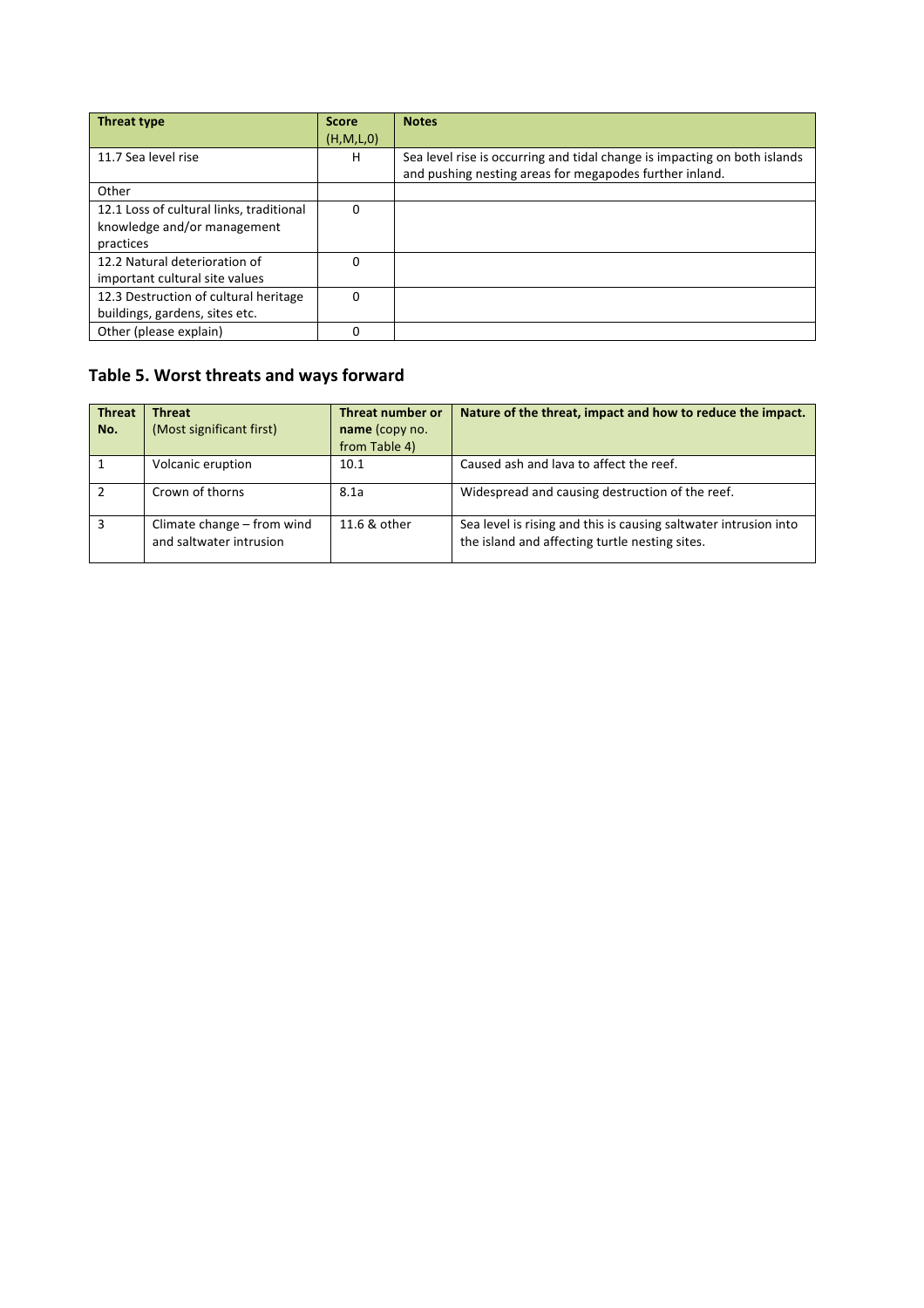| Threat type | Score (H,M,L,0) | Notes |
| --- | --- | --- |
| 11.7 Sea level rise | H | Sea level rise is occurring and tidal change is impacting on both islands and pushing nesting areas for megapodes further inland. |
| Other | | |
| 12.1 Loss of cultural links, traditional knowledge and/or management practices | 0 | |
| 12.2 Natural deterioration of important cultural site values | 0 | |
| 12.3 Destruction of cultural heritage buildings, gardens, sites etc. | 0 | |
| Other (please explain) | 0 | |

## Table 5. Worst threats and ways forward

| Threat No. | Threat (Most significant first) | Threat number or name (copy no. from Table 4) | Nature of the threat, impact and how to reduce the impact. |
| --- | --- | --- | --- |
| 1 | Volcanic eruption | 10.1 | Caused ash and lava to affect the reef. |
| 2 | Crown of thorns | 8.1a | Widespread and causing destruction of the reef. |
| 3 | Climate change – from wind and saltwater intrusion | 11.6 & other | Sea level is rising and this is causing saltwater intrusion into the island and affecting turtle nesting sites. |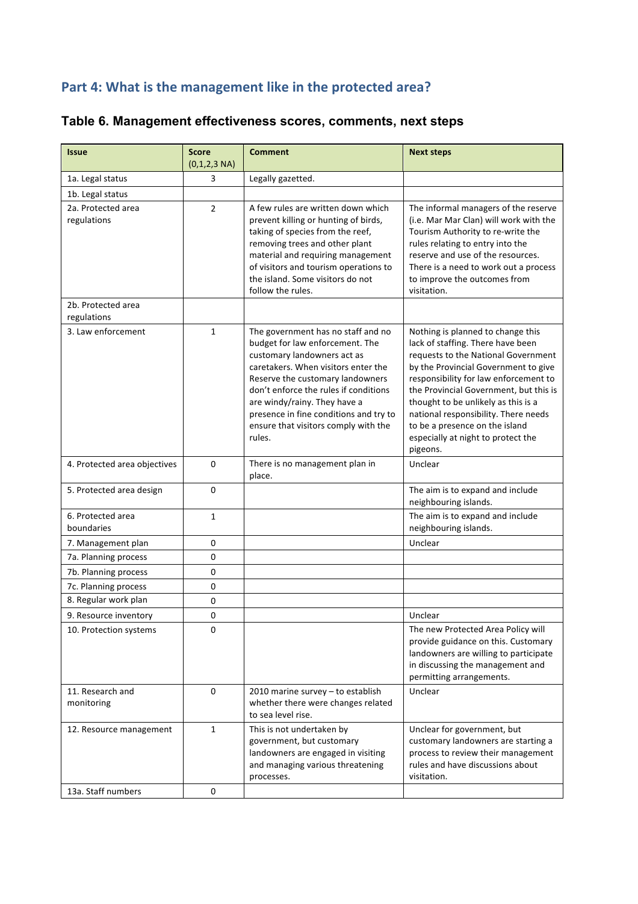## Part 4: What is the management like in the protected area?

### Table 6. Management effectiveness scores, comments, next steps

| Issue | Score (0,1,2,3 NA) | Comment | Next steps |
|---|---|---|---|
| 1a. Legal status | 3 | Legally gazetted. | |
| 1b. Legal status | | | |
| 2a. Protected area regulations | 2 | A few rules are written down which prevent killing or hunting of birds, taking of species from the reef, removing trees and other plant material and requiring management of visitors and tourism operations to the island. Some visitors do not follow the rules. | The informal managers of the reserve (i.e. Mar Mar Clan) will work with the Tourism Authority to re-write the rules relating to entry into the reserve and use of the resources. There is a need to work out a process to improve the outcomes from visitation. |
| 2b. Protected area regulations | | | |
| 3. Law enforcement | 1 | The government has no staff and no budget for law enforcement. The customary landowners act as caretakers. When visitors enter the Reserve the customary landowners don't enforce the rules if conditions are windy/rainy. They have a presence in fine conditions and try to ensure that visitors comply with the rules. | Nothing is planned to change this lack of staffing. There have been requests to the National Government by the Provincial Government to give responsibility for law enforcement to the Provincial Government, but this is thought to be unlikely as this is a national responsibility. There needs to be a presence on the island especially at night to protect the pigeons. |
| 4. Protected area objectives | 0 | There is no management plan in place. | Unclear |
| 5. Protected area design | 0 | | The aim is to expand and include neighbouring islands. |
| 6. Protected area boundaries | 1 | | The aim is to expand and include neighbouring islands. |
| 7. Management plan | 0 | | Unclear |
| 7a. Planning process | 0 | | |
| 7b. Planning process | 0 | | |
| 7c. Planning process | 0 | | |
| 8. Regular work plan | 0 | | |
| 9. Resource inventory | 0 | | Unclear |
| 10. Protection systems | 0 | | The new Protected Area Policy will provide guidance on this. Customary landowners are willing to participate in discussing the management and permitting arrangements. |
| 11. Research and monitoring | 0 | 2010 marine survey – to establish whether there were changes related to sea level rise. | Unclear |
| 12. Resource management | 1 | This is not undertaken by government, but customary landowners are engaged in visiting and managing various threatening processes. | Unclear for government, but customary landowners are starting a process to review their management rules and have discussions about visitation. |
| 13a. Staff numbers | 0 | | |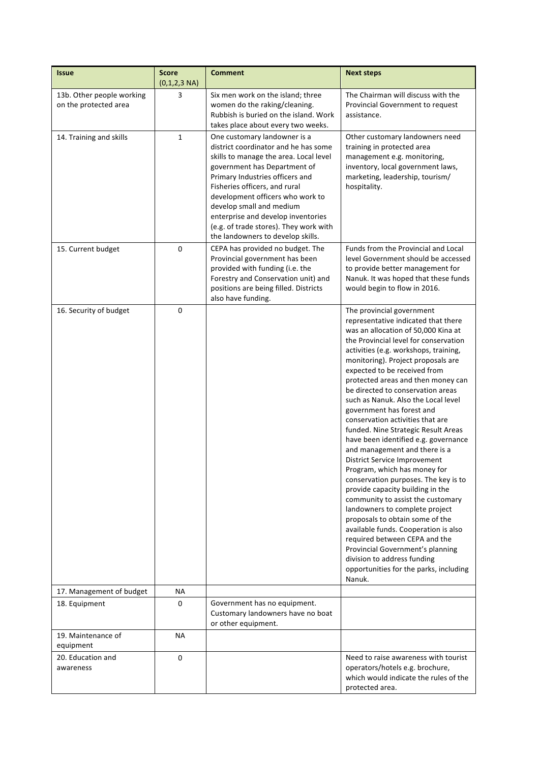| Issue | Score (0,1,2,3 NA) | Comment | Next steps |
|---|---|---|---|
| 13b. Other people working on the protected area | 3 | Six men work on the island; three women do the raking/cleaning. Rubbish is buried on the island. Work takes place about every two weeks. | The Chairman will discuss with the Provincial Government to request assistance. |
| 14. Training and skills | 1 | One customary landowner is a district coordinator and he has some skills to manage the area. Local level government has Department of Primary Industries officers and Fisheries officers, and rural development officers who work to develop small and medium enterprise and develop inventories (e.g. of trade stores). They work with the landowners to develop skills. | Other customary landowners need training in protected area management e.g. monitoring, inventory, local government laws, marketing, leadership, tourism/ hospitality. |
| 15. Current budget | 0 | CEPA has provided no budget. The Provincial government has been provided with funding (i.e. the Forestry and Conservation unit) and positions are being filled. Districts also have funding. | Funds from the Provincial and Local level Government should be accessed to provide better management for Nanuk. It was hoped that these funds would begin to flow in 2016. |
| 16. Security of budget | 0 | | The provincial government representative indicated that there was an allocation of 50,000 Kina at the Provincial level for conservation activities (e.g. workshops, training, monitoring). Project proposals are expected to be received from protected areas and then money can be directed to conservation areas such as Nanuk. Also the Local level government has forest and conservation activities that are funded. Nine Strategic Result Areas have been identified e.g. governance and management and there is a District Service Improvement Program, which has money for conservation purposes. The key is to provide capacity building in the community to assist the customary landowners to complete project proposals to obtain some of the available funds. Cooperation is also required between CEPA and the Provincial Government's planning division to address funding opportunities for the parks, including Nanuk. |
| 17. Management of budget | NA | | |
| 18. Equipment | 0 | Government has no equipment. Customary landowners have no boat or other equipment. | |
| 19. Maintenance of equipment | NA | | |
| 20. Education and awareness | 0 | | Need to raise awareness with tourist operators/hotels e.g. brochure, which would indicate the rules of the protected area. |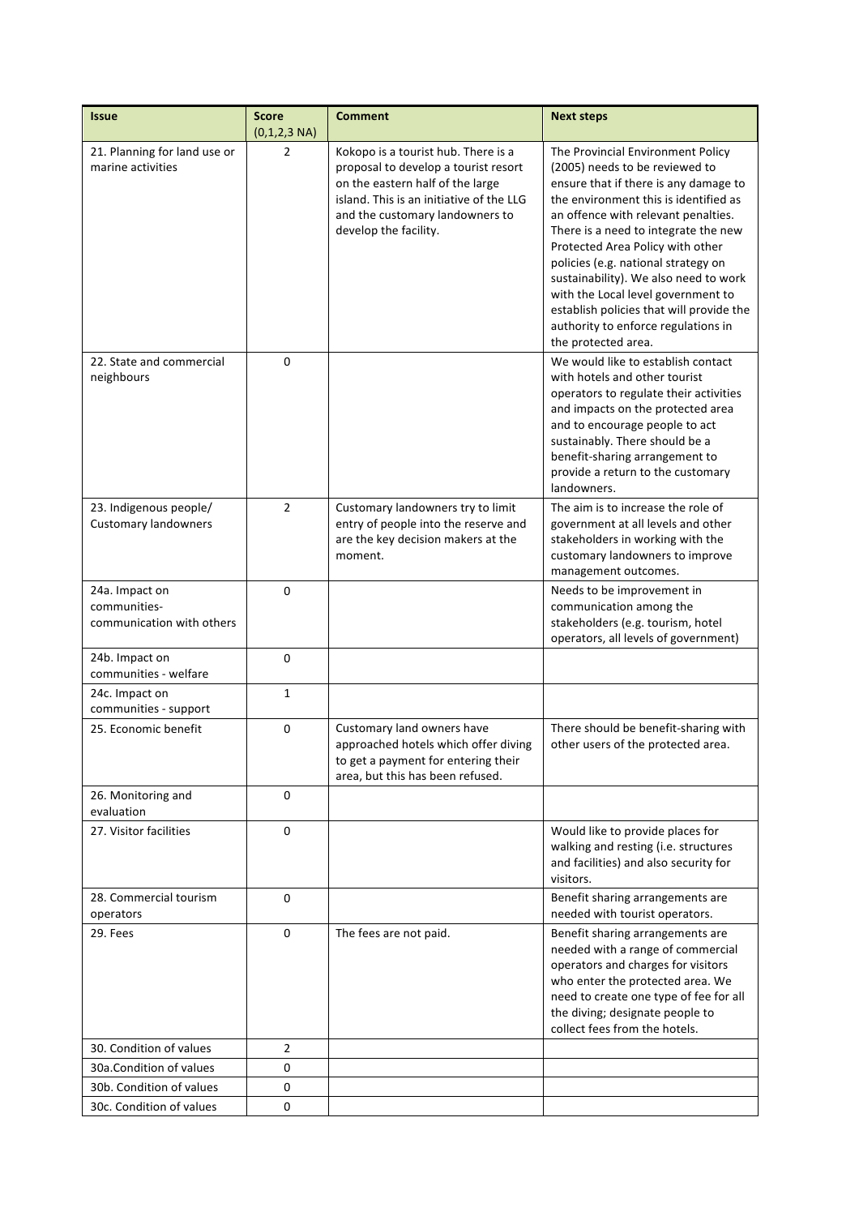| Issue | Score (0,1,2,3 NA) | Comment | Next steps |
|---|---|---|---|
| 21. Planning for land use or marine activities | 2 | Kokopo is a tourist hub. There is a proposal to develop a tourist resort on the eastern half of the large island. This is an initiative of the LLG and the customary landowners to develop the facility. | The Provincial Environment Policy (2005) needs to be reviewed to ensure that if there is any damage to the environment this is identified as an offence with relevant penalties. There is a need to integrate the new Protected Area Policy with other policies (e.g. national strategy on sustainability). We also need to work with the Local level government to establish policies that will provide the authority to enforce regulations in the protected area. |
| 22. State and commercial neighbours | 0 | | We would like to establish contact with hotels and other tourist operators to regulate their activities and impacts on the protected area and to encourage people to act sustainably. There should be a benefit-sharing arrangement to provide a return to the customary landowners. |
| 23. Indigenous people/ Customary landowners | 2 | Customary landowners try to limit entry of people into the reserve and are the key decision makers at the moment. | The aim is to increase the role of government at all levels and other stakeholders in working with the customary landowners to improve management outcomes. |
| 24a. Impact on communities- communication with others | 0 | | Needs to be improvement in communication among the stakeholders (e.g. tourism, hotel operators, all levels of government) |
| 24b. Impact on communities - welfare | 0 | | |
| 24c. Impact on communities - support | 1 | | |
| 25. Economic benefit | 0 | Customary land owners have approached hotels which offer diving to get a payment for entering their area, but this has been refused. | There should be benefit-sharing with other users of the protected area. |
| 26. Monitoring and evaluation | 0 | | |
| 27. Visitor facilities | 0 | | Would like to provide places for walking and resting (i.e. structures and facilities) and also security for visitors. |
| 28. Commercial tourism operators | 0 | | Benefit sharing arrangements are needed with tourist operators. |
| 29. Fees | 0 | The fees are not paid. | Benefit sharing arrangements are needed with a range of commercial operators and charges for visitors who enter the protected area. We need to create one type of fee for all the diving; designate people to collect fees from the hotels. |
| 30. Condition of values | 2 | | |
| 30a.Condition of values | 0 | | |
| 30b. Condition of values | 0 | | |
| 30c. Condition of values | 0 | | |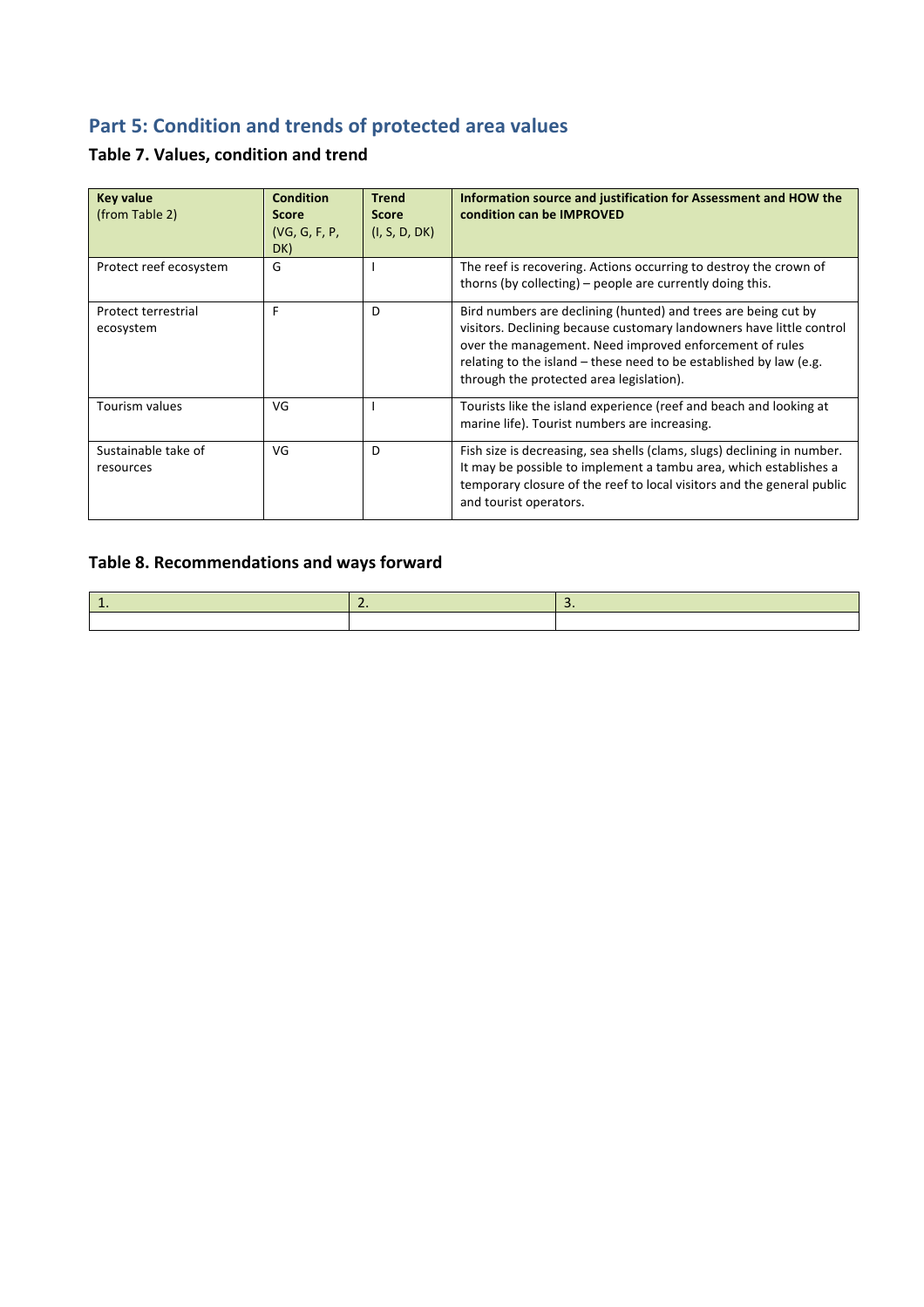## Part 5: Condition and trends of protected area values

### Table 7. Values, condition and trend

| **Key value** (from Table 2) | **Condition Score** (VG, G, F, P, DK) | **Trend Score** (I, S, D, DK) | **Information source and justification for Assessment and HOW the condition can be IMPROVED** |
|---|---|---|---|
| Protect reef ecosystem | G | I | The reef is recovering. Actions occurring to destroy the crown of thorns (by collecting) – people are currently doing this. |
| Protect terrestrial ecosystem | F | D | Bird numbers are declining (hunted) and trees are being cut by visitors. Declining because customary landowners have little control over the management. Need improved enforcement of rules relating to the island – these need to be established by law (e.g. through the protected area legislation). |
| Tourism values | VG | I | Tourists like the island experience (reef and beach and looking at marine life). Tourist numbers are increasing. |
| Sustainable take of resources | VG | D | Fish size is decreasing, sea shells (clams, slugs) declining in number. It may be possible to implement a tambu area, which establishes a temporary closure of the reef to local visitors and the general public and tourist operators. |

### Table 8. Recommendations and ways forward

| 1. | 2. | 3. |
|---|---|---|
| | | |